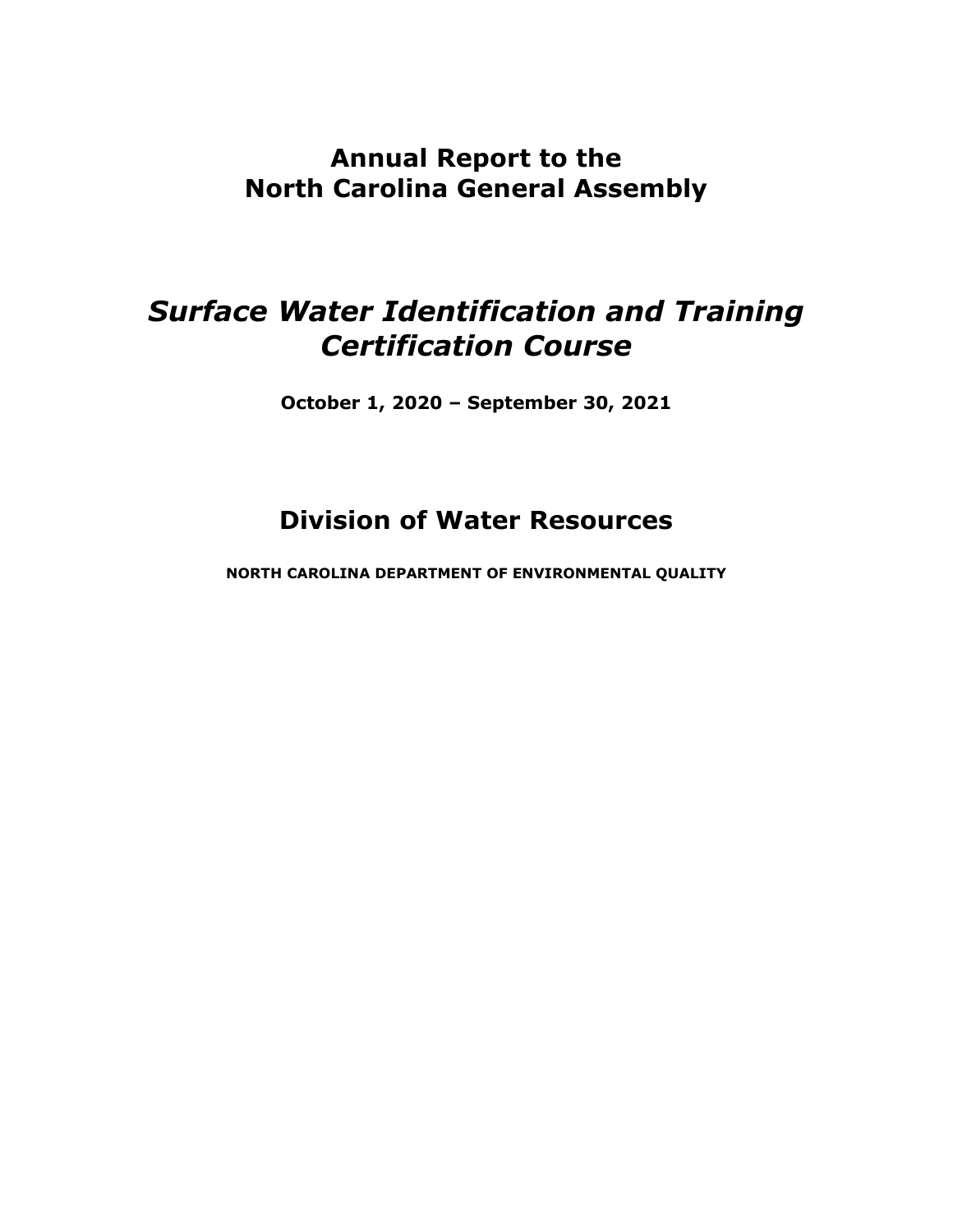# Annual Report to the North Carolina General Assembly

## *Surface Water Identification and Training Certification Course*

**October 1, 2020 – September 30, 2021**

## Division of Water Resources

**NORTH CAROLINA DEPARTMENT OF ENVIRONMENTAL QUALITY**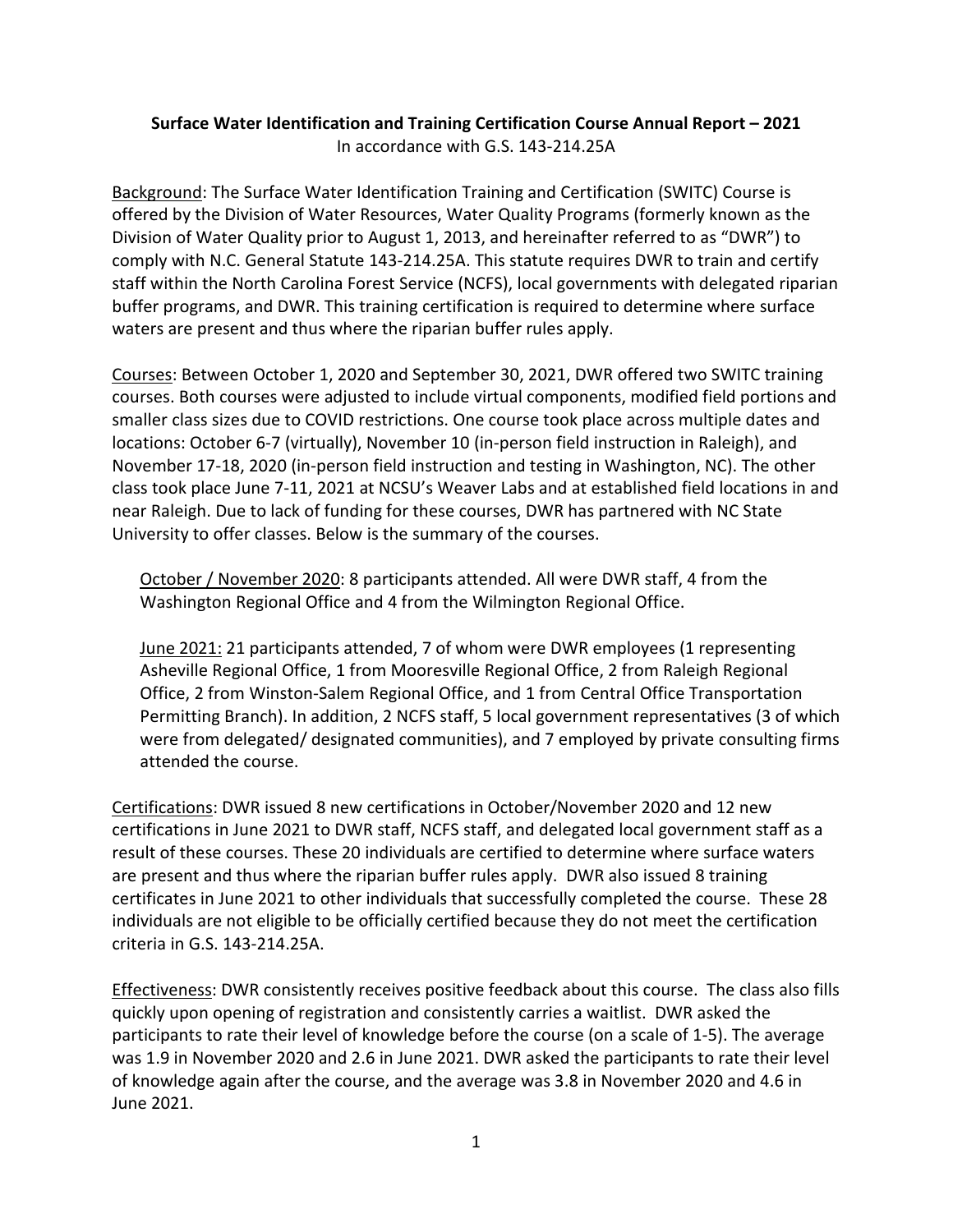**Surface Water Identification and Training Certification Course Annual Report – 2021**

In accordance with G.S. 143-214.25A

<u>Background</u>: The Surface Water Identification Training and Certification (SWITC) Course is offered by the Division of Water Resources, Water Quality Programs (formerly known as the Division of Water Quality prior to August 1, 2013, and hereinafter referred to as "DWR") to comply with N.C. General Statute 143-214.25A. This statute requires DWR to train and certify staff within the North Carolina Forest Service (NCFS), local governments with delegated riparian buffer programs, and DWR. This training certification is required to determine where surface waters are present and thus where the riparian buffer rules apply.

<u>Courses</u>: Between October 1, 2020 and September 30, 2021, DWR offered two SWITC training courses. Both courses were adjusted to include virtual components, modified field portions and smaller class sizes due to COVID restrictions. One course took place across multiple dates and locations: October 6-7 (virtually), November 10 (in-person field instruction in Raleigh), and November 17-18, 2020 (in-person field instruction and testing in Washington, NC). The other class took place June 7-11, 2021 at NCSU's Weaver Labs and at established field locations in and near Raleigh. Due to lack of funding for these courses, DWR has partnered with NC State University to offer classes. Below is the summary of the courses.

> <u>October / November 2020</u>: 8 participants attended. All were DWR staff, 4 from the Washington Regional Office and 4 from the Wilmington Regional Office.
>
> <u>June 2021:</u> 21 participants attended, 7 of whom were DWR employees (1 representing Asheville Regional Office, 1 from Mooresville Regional Office, 2 from Raleigh Regional Office, 2 from Winston-Salem Regional Office, and 1 from Central Office Transportation Permitting Branch). In addition, 2 NCFS staff, 5 local government representatives (3 of which were from delegated/ designated communities), and 7 employed by private consulting firms attended the course.

<u>Certifications</u>: DWR issued 8 new certifications in October/November 2020 and 12 new certifications in June 2021 to DWR staff, NCFS staff, and delegated local government staff as a result of these courses. These 20 individuals are certified to determine where surface waters are present and thus where the riparian buffer rules apply. DWR also issued 8 training certificates in June 2021 to other individuals that successfully completed the course. These 28 individuals are not eligible to be officially certified because they do not meet the certification criteria in G.S. 143-214.25A.

<u>Effectiveness</u>: DWR consistently receives positive feedback about this course. The class also fills quickly upon opening of registration and consistently carries a waitlist. DWR asked the participants to rate their level of knowledge before the course (on a scale of 1-5). The average was 1.9 in November 2020 and 2.6 in June 2021. DWR asked the participants to rate their level of knowledge again after the course, and the average was 3.8 in November 2020 and 4.6 in June 2021.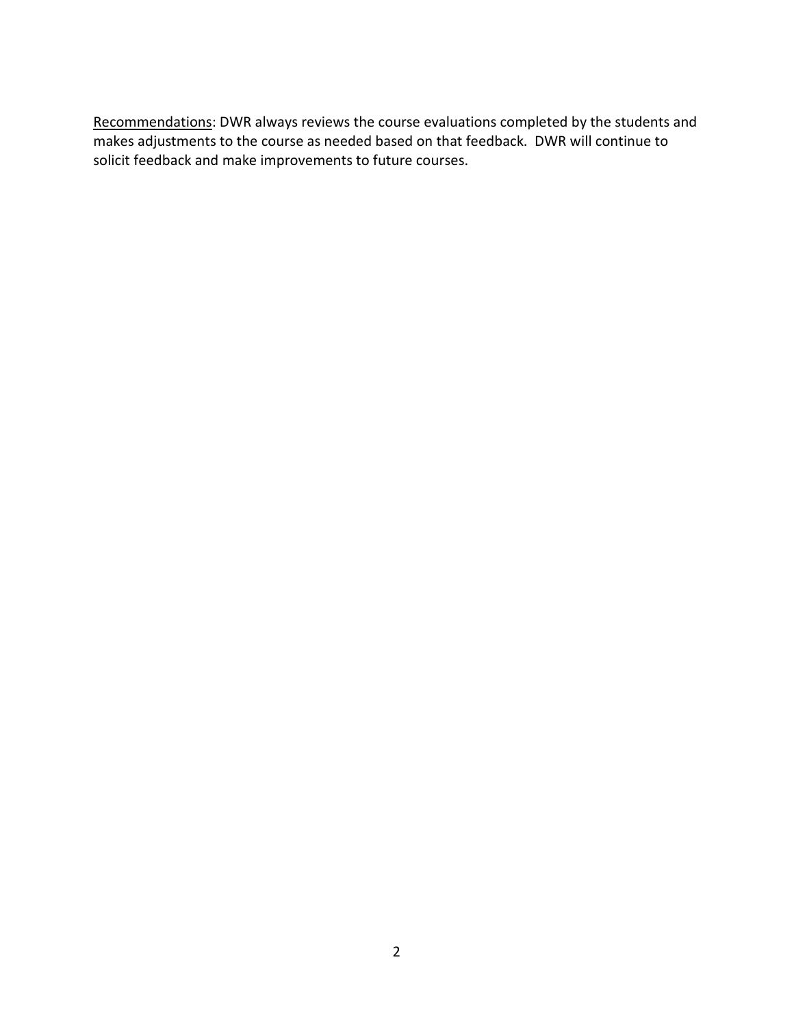<u>Recommendations</u>: DWR always reviews the course evaluations completed by the students and makes adjustments to the course as needed based on that feedback. DWR will continue to solicit feedback and make improvements to future courses.